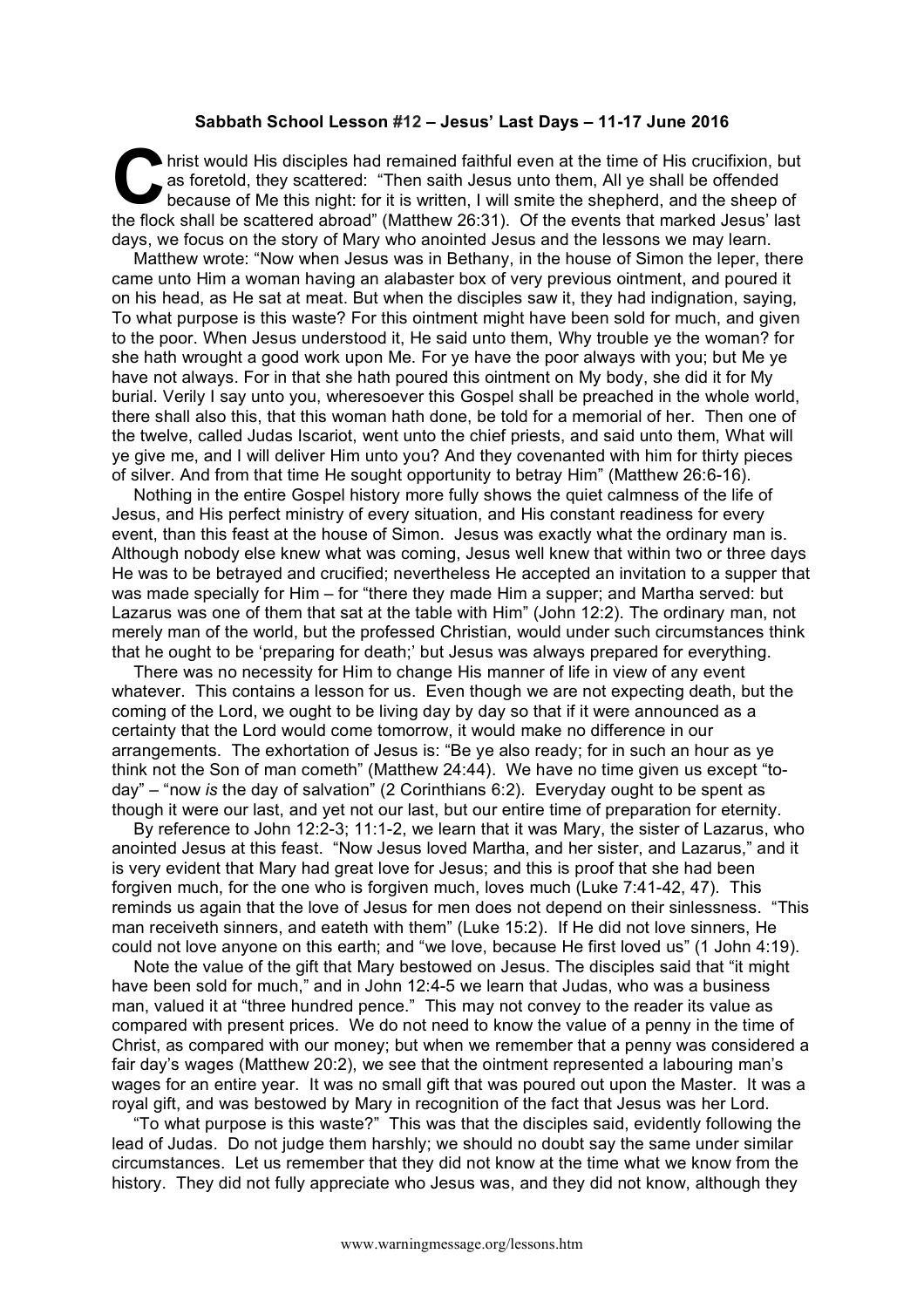**Sabbath School Lesson #12 – Jesus' Last Days – 11-17 June 2016**

Christ would His disciples had remained faithful even at the time of His crucifixion, but as foretold, they scattered: "Then saith Jesus unto them, All ye shall be offended because of Me this night: for it is written, I will smite the shepherd, and the sheep of the flock shall be scattered abroad" (Matthew 26:31). Of the events that marked Jesus' last days, we focus on the story of Mary who anointed Jesus and the lessons we may learn.

Matthew wrote: "Now when Jesus was in Bethany, in the house of Simon the leper, there came unto Him a woman having an alabaster box of very previous ointment, and poured it on his head, as He sat at meat. But when the disciples saw it, they had indignation, saying, To what purpose is this waste? For this ointment might have been sold for much, and given to the poor. When Jesus understood it, He said unto them, Why trouble ye the woman? for she hath wrought a good work upon Me. For ye have the poor always with you; but Me ye have not always. For in that she hath poured this ointment on My body, she did it for My burial. Verily I say unto you, wheresoever this Gospel shall be preached in the whole world, there shall also this, that this woman hath done, be told for a memorial of her. Then one of the twelve, called Judas Iscariot, went unto the chief priests, and said unto them, What will ye give me, and I will deliver Him unto you? And they covenanted with him for thirty pieces of silver. And from that time He sought opportunity to betray Him" (Matthew 26:6-16).

Nothing in the entire Gospel history more fully shows the quiet calmness of the life of Jesus, and His perfect ministry of every situation, and His constant readiness for every event, than this feast at the house of Simon. Jesus was exactly what the ordinary man is. Although nobody else knew what was coming, Jesus well knew that within two or three days He was to be betrayed and crucified; nevertheless He accepted an invitation to a supper that was made specially for Him – for "there they made Him a supper; and Martha served: but Lazarus was one of them that sat at the table with Him" (John 12:2). The ordinary man, not merely man of the world, but the professed Christian, would under such circumstances think that he ought to be 'preparing for death;' but Jesus was always prepared for everything.

There was no necessity for Him to change His manner of life in view of any event whatever. This contains a lesson for us. Even though we are not expecting death, but the coming of the Lord, we ought to be living day by day so that if it were announced as a certainty that the Lord would come tomorrow, it would make no difference in our arrangements. The exhortation of Jesus is: "Be ye also ready; for in such an hour as ye think not the Son of man cometh" (Matthew 24:44). We have no time given us except "to-day" – "now *is* the day of salvation" (2 Corinthians 6:2). Everyday ought to be spent as though it were our last, and yet not our last, but our entire time of preparation for eternity.

By reference to John 12:2-3; 11:1-2, we learn that it was Mary, the sister of Lazarus, who anointed Jesus at this feast. "Now Jesus loved Martha, and her sister, and Lazarus," and it is very evident that Mary had great love for Jesus; and this is proof that she had been forgiven much, for the one who is forgiven much, loves much (Luke 7:41-42, 47). This reminds us again that the love of Jesus for men does not depend on their sinlessness. "This man receiveth sinners, and eateth with them" (Luke 15:2). If He did not love sinners, He could not love anyone on this earth; and "we love, because He first loved us" (1 John 4:19).

Note the value of the gift that Mary bestowed on Jesus. The disciples said that "it might have been sold for much," and in John 12:4-5 we learn that Judas, who was a business man, valued it at "three hundred pence." This may not convey to the reader its value as compared with present prices. We do not need to know the value of a penny in the time of Christ, as compared with our money; but when we remember that a penny was considered a fair day's wages (Matthew 20:2), we see that the ointment represented a labouring man's wages for an entire year. It was no small gift that was poured out upon the Master. It was a royal gift, and was bestowed by Mary in recognition of the fact that Jesus was her Lord.

"To what purpose is this waste?" This was that the disciples said, evidently following the lead of Judas. Do not judge them harshly; we should no doubt say the same under similar circumstances. Let us remember that they did not know at the time what we know from the history. They did not fully appreciate who Jesus was, and they did not know, although they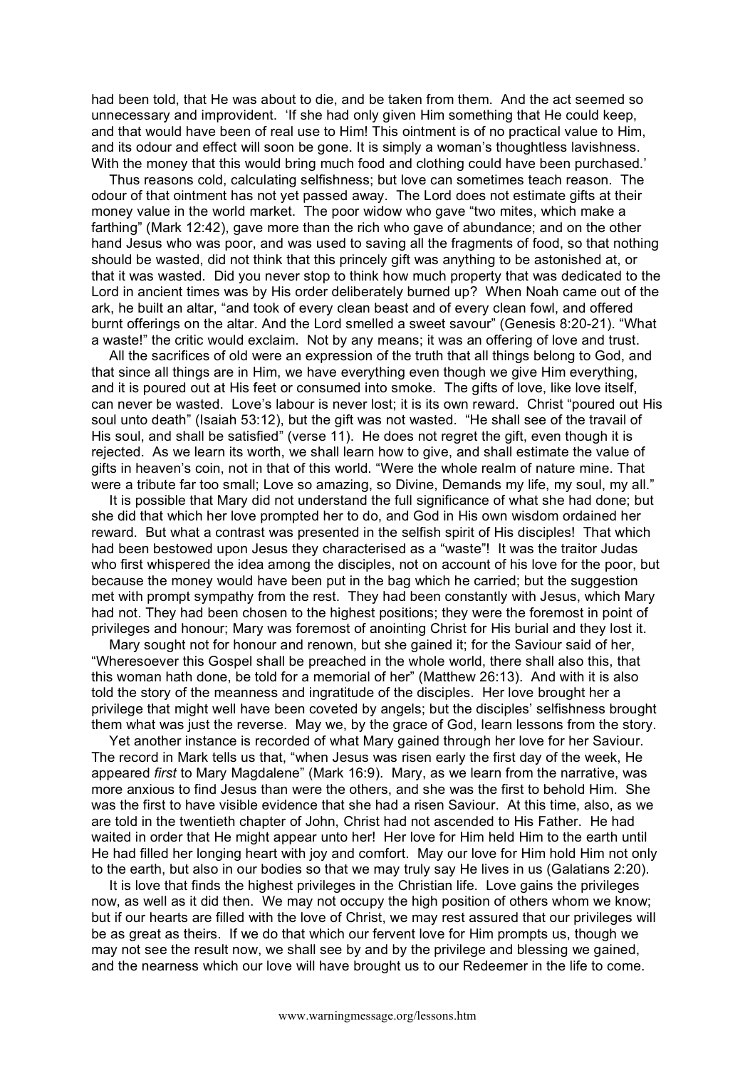had been told, that He was about to die, and be taken from them. And the act seemed so unnecessary and improvident. 'If she had only given Him something that He could keep, and that would have been of real use to Him! This ointment is of no practical value to Him, and its odour and effect will soon be gone. It is simply a woman's thoughtless lavishness. With the money that this would bring much food and clothing could have been purchased.'

Thus reasons cold, calculating selfishness; but love can sometimes teach reason. The odour of that ointment has not yet passed away. The Lord does not estimate gifts at their money value in the world market. The poor widow who gave "two mites, which make a farthing" (Mark 12:42), gave more than the rich who gave of abundance; and on the other hand Jesus who was poor, and was used to saving all the fragments of food, so that nothing should be wasted, did not think that this princely gift was anything to be astonished at, or that it was wasted. Did you never stop to think how much property that was dedicated to the Lord in ancient times was by His order deliberately burned up? When Noah came out of the ark, he built an altar, "and took of every clean beast and of every clean fowl, and offered burnt offerings on the altar. And the Lord smelled a sweet savour" (Genesis 8:20-21). "What a waste!" the critic would exclaim. Not by any means; it was an offering of love and trust.

All the sacrifices of old were an expression of the truth that all things belong to God, and that since all things are in Him, we have everything even though we give Him everything, and it is poured out at His feet or consumed into smoke. The gifts of love, like love itself, can never be wasted. Love's labour is never lost; it is its own reward. Christ "poured out His soul unto death" (Isaiah 53:12), but the gift was not wasted. "He shall see of the travail of His soul, and shall be satisfied" (verse 11). He does not regret the gift, even though it is rejected. As we learn its worth, we shall learn how to give, and shall estimate the value of gifts in heaven's coin, not in that of this world. "Were the whole realm of nature mine. That were a tribute far too small; Love so amazing, so Divine, Demands my life, my soul, my all."

It is possible that Mary did not understand the full significance of what she had done; but she did that which her love prompted her to do, and God in His own wisdom ordained her reward. But what a contrast was presented in the selfish spirit of His disciples! That which had been bestowed upon Jesus they characterised as a "waste"! It was the traitor Judas who first whispered the idea among the disciples, not on account of his love for the poor, but because the money would have been put in the bag which he carried; but the suggestion met with prompt sympathy from the rest. They had been constantly with Jesus, which Mary had not. They had been chosen to the highest positions; they were the foremost in point of privileges and honour; Mary was foremost of anointing Christ for His burial and they lost it.

Mary sought not for honour and renown, but she gained it; for the Saviour said of her, "Wheresoever this Gospel shall be preached in the whole world, there shall also this, that this woman hath done, be told for a memorial of her" (Matthew 26:13). And with it is also told the story of the meanness and ingratitude of the disciples. Her love brought her a privilege that might well have been coveted by angels; but the disciples' selfishness brought them what was just the reverse. May we, by the grace of God, learn lessons from the story.

Yet another instance is recorded of what Mary gained through her love for her Saviour. The record in Mark tells us that, "when Jesus was risen early the first day of the week, He appeared *first* to Mary Magdalene" (Mark 16:9). Mary, as we learn from the narrative, was more anxious to find Jesus than were the others, and she was the first to behold Him. She was the first to have visible evidence that she had a risen Saviour. At this time, also, as we are told in the twentieth chapter of John, Christ had not ascended to His Father. He had waited in order that He might appear unto her! Her love for Him held Him to the earth until He had filled her longing heart with joy and comfort. May our love for Him hold Him not only to the earth, but also in our bodies so that we may truly say He lives in us (Galatians 2:20).

It is love that finds the highest privileges in the Christian life. Love gains the privileges now, as well as it did then. We may not occupy the high position of others whom we know; but if our hearts are filled with the love of Christ, we may rest assured that our privileges will be as great as theirs. If we do that which our fervent love for Him prompts us, though we may not see the result now, we shall see by and by the privilege and blessing we gained, and the nearness which our love will have brought us to our Redeemer in the life to come.

www.warningmessage.org/lessons.htm